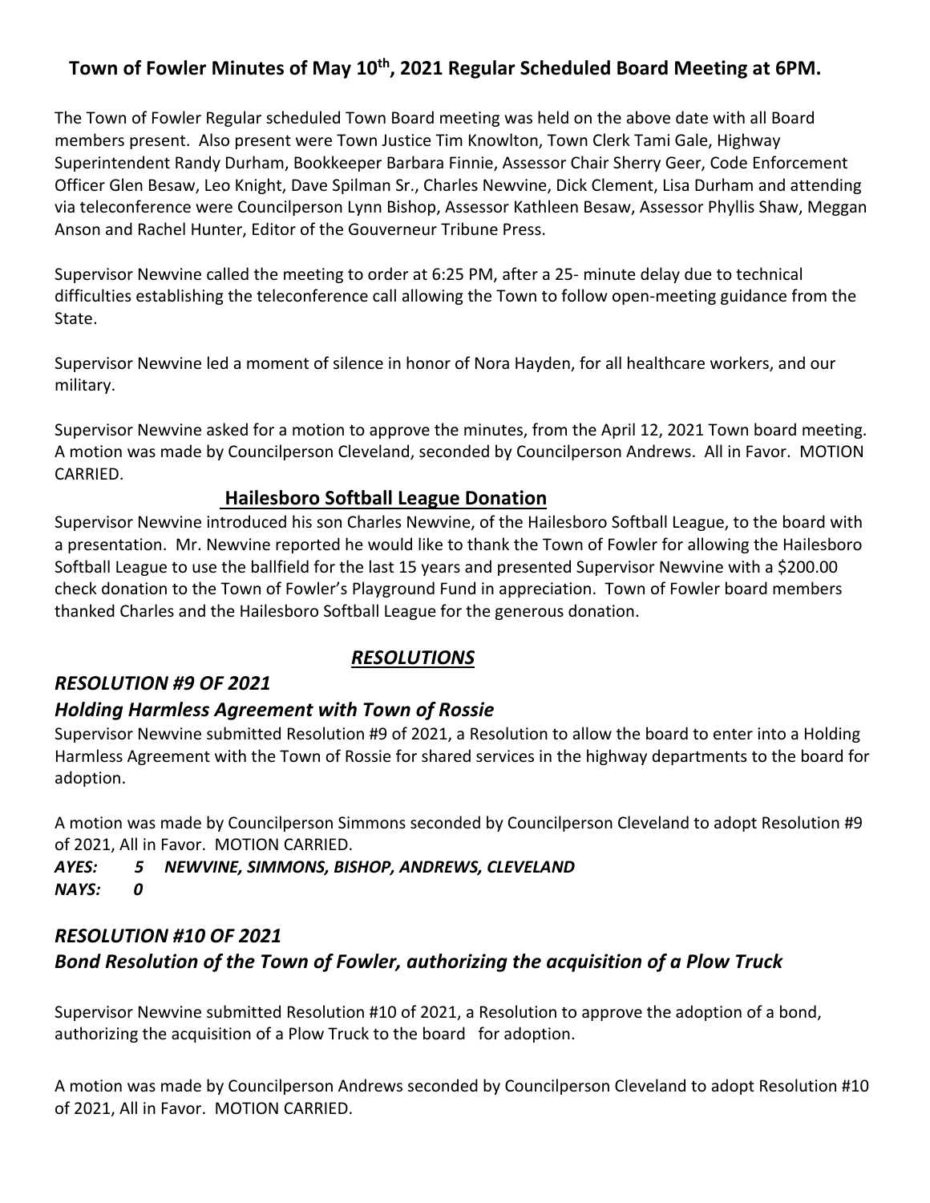# Town of Fowler Minutes of May 10th, 2021 Regular Scheduled Board Meeting at 6PM.

The Town of Fowler Regular scheduled Town Board meeting was held on the above date with all Board members present. Also present were Town Justice Tim Knowlton, Town Clerk Tami Gale, Highway Superintendent Randy Durham, Bookkeeper Barbara Finnie, Assessor Chair Sherry Geer, Code Enforcement Officer Glen Besaw, Leo Knight, Dave Spilman Sr., Charles Newvine, Dick Clement, Lisa Durham and attending via teleconference were Councilperson Lynn Bishop, Assessor Kathleen Besaw, Assessor Phyllis Shaw, Meggan Anson and Rachel Hunter, Editor of the Gouverneur Tribune Press.

Supervisor Newvine called the meeting to order at 6:25 PM, after a 25- minute delay due to technical difficulties establishing the teleconference call allowing the Town to follow open-meeting guidance from the State.

Supervisor Newvine led a moment of silence in honor of Nora Hayden, for all healthcare workers, and our military.

Supervisor Newvine asked for a motion to approve the minutes, from the April 12, 2021 Town board meeting. A motion was made by Councilperson Cleveland, seconded by Councilperson Andrews. All in Favor. MOTION CARRIED.

## Hailesboro Softball League Donation

Supervisor Newvine introduced his son Charles Newvine, of the Hailesboro Softball League, to the board with a presentation. Mr. Newvine reported he would like to thank the Town of Fowler for allowing the Hailesboro Softball League to use the ballfield for the last 15 years and presented Supervisor Newvine with a $200.00 check donation to the Town of Fowler's Playground Fund in appreciation. Town of Fowler board members thanked Charles and the Hailesboro Softball League for the generous donation.

## *RESOLUTIONS*

### *RESOLUTION #9 OF 2021*

### *Holding Harmless Agreement with Town of Rossie*

Supervisor Newvine submitted Resolution #9 of 2021, a Resolution to allow the board to enter into a Holding Harmless Agreement with the Town of Rossie for shared services in the highway departments to the board for adoption.

A motion was made by Councilperson Simmons seconded by Councilperson Cleveland to adopt Resolution #9 of 2021, All in Favor. MOTION CARRIED.

***AYES: 5 NEWVINE, SIMMONS, BISHOP, ANDREWS, CLEVELAND***
***NAYS: 0***

### *RESOLUTION #10 OF 2021*

### *Bond Resolution of the Town of Fowler, authorizing the acquisition of a Plow Truck*

Supervisor Newvine submitted Resolution #10 of 2021, a Resolution to approve the adoption of a bond, authorizing the acquisition of a Plow Truck to the board for adoption.

A motion was made by Councilperson Andrews seconded by Councilperson Cleveland to adopt Resolution #10 of 2021, All in Favor. MOTION CARRIED.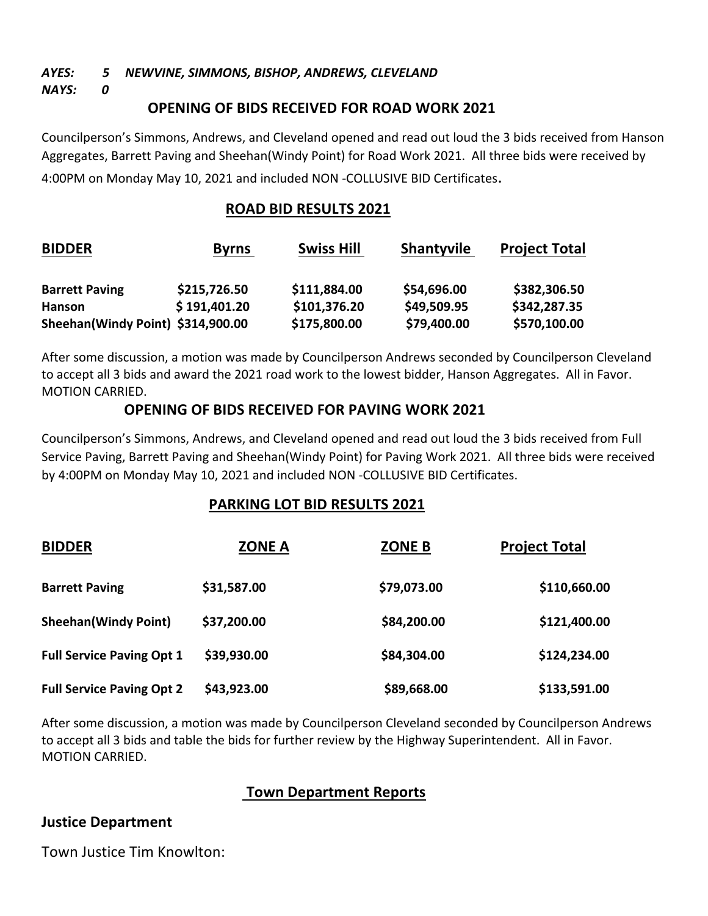***AYES: 5 NEWVINE, SIMMONS, BISHOP, ANDREWS, CLEVELAND***
***NAYS: 0***

## OPENING OF BIDS RECEIVED FOR ROAD WORK 2021

Councilperson's Simmons, Andrews, and Cleveland opened and read out loud the 3 bids received from Hanson Aggregates, Barrett Paving and Sheehan(Windy Point) for Road Work 2021. All three bids were received by 4:00PM on Monday May 10, 2021 and included NON -COLLUSIVE BID Certificates.

## ROAD BID RESULTS 2021

| BIDDER | Byrns | Swiss Hill | Shantyvile | Project Total |
|---|---|---|---|---|
| **Barrett Paving** | **$215,726.50** | **$111,884.00** | **$54,696.00** | **$382,306.50** |
| **Hanson** | **$ 191,401.20** | **$101,376.20** | **$49,509.95** | **$342,287.35** |
| **Sheehan(Windy Point)** | **$314,900.00** | **$175,800.00** | **$79,400.00** | **$570,100.00** |

After some discussion, a motion was made by Councilperson Andrews seconded by Councilperson Cleveland to accept all 3 bids and award the 2021 road work to the lowest bidder, Hanson Aggregates. All in Favor. MOTION CARRIED.

## OPENING OF BIDS RECEIVED FOR PAVING WORK 2021

Councilperson's Simmons, Andrews, and Cleveland opened and read out loud the 3 bids received from Full Service Paving, Barrett Paving and Sheehan(Windy Point) for Paving Work 2021. All three bids were received by 4:00PM on Monday May 10, 2021 and included NON -COLLUSIVE BID Certificates.

## PARKING LOT BID RESULTS 2021

| BIDDER | ZONE A | ZONE B | Project Total |
|---|---|---|---|
| **Barrett Paving** | **$31,587.00** | **$79,073.00** | **$110,660.00** |
| **Sheehan(Windy Point)** | **$37,200.00** | **$84,200.00** | **$121,400.00** |
| **Full Service Paving Opt 1** | **$39,930.00** | **$84,304.00** | **$124,234.00** |
| **Full Service Paving Opt 2** | **$43,923.00** | **$89,668.00** | **$133,591.00** |

After some discussion, a motion was made by Councilperson Cleveland seconded by Councilperson Andrews to accept all 3 bids and table the bids for further review by the Highway Superintendent. All in Favor. MOTION CARRIED.

## Town Department Reports

### Justice Department

Town Justice Tim Knowlton: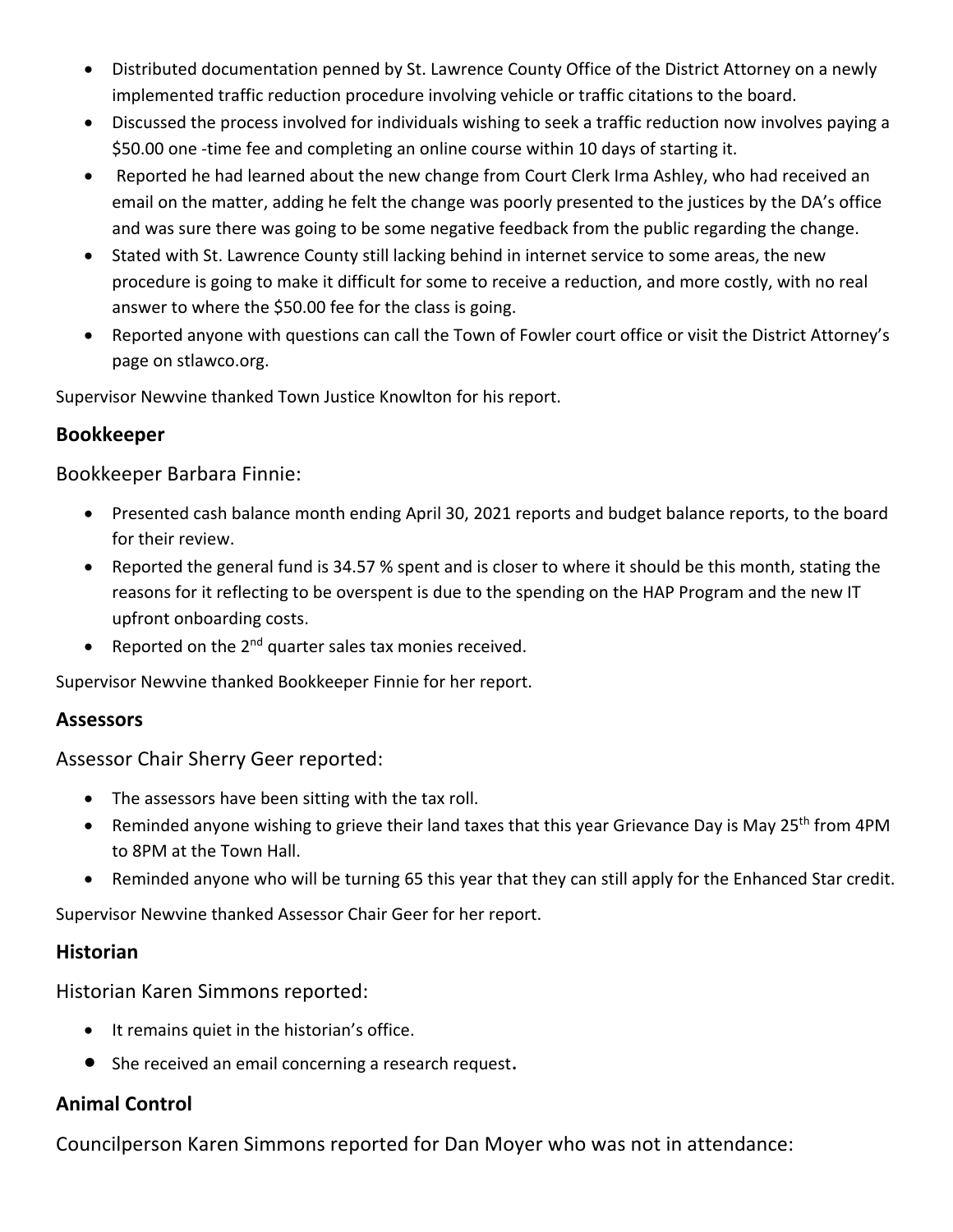- Distributed documentation penned by St. Lawrence County Office of the District Attorney on a newly implemented traffic reduction procedure involving vehicle or traffic citations to the board.
- Discussed the process involved for individuals wishing to seek a traffic reduction now involves paying a $50.00 one -time fee and completing an online course within 10 days of starting it.
- Reported he had learned about the new change from Court Clerk Irma Ashley, who had received an email on the matter, adding he felt the change was poorly presented to the justices by the DA's office and was sure there was going to be some negative feedback from the public regarding the change.
- Stated with St. Lawrence County still lacking behind in internet service to some areas, the new procedure is going to make it difficult for some to receive a reduction, and more costly, with no real answer to where the $50.00 fee for the class is going.
- Reported anyone with questions can call the Town of Fowler court office or visit the District Attorney's page on stlawco.org.

Supervisor Newvine thanked Town Justice Knowlton for his report.

## Bookkeeper

Bookkeeper Barbara Finnie:

- Presented cash balance month ending April 30, 2021 reports and budget balance reports, to the board for their review.
- Reported the general fund is 34.57 % spent and is closer to where it should be this month, stating the reasons for it reflecting to be overspent is due to the spending on the HAP Program and the new IT upfront onboarding costs.
- Reported on the 2nd quarter sales tax monies received.

Supervisor Newvine thanked Bookkeeper Finnie for her report.

## Assessors

Assessor Chair Sherry Geer reported:

- The assessors have been sitting with the tax roll.
- Reminded anyone wishing to grieve their land taxes that this year Grievance Day is May 25th from 4PM to 8PM at the Town Hall.
- Reminded anyone who will be turning 65 this year that they can still apply for the Enhanced Star credit.

Supervisor Newvine thanked Assessor Chair Geer for her report.

## Historian

Historian Karen Simmons reported:

- It remains quiet in the historian's office.
- She received an email concerning a research request.

## Animal Control

Councilperson Karen Simmons reported for Dan Moyer who was not in attendance: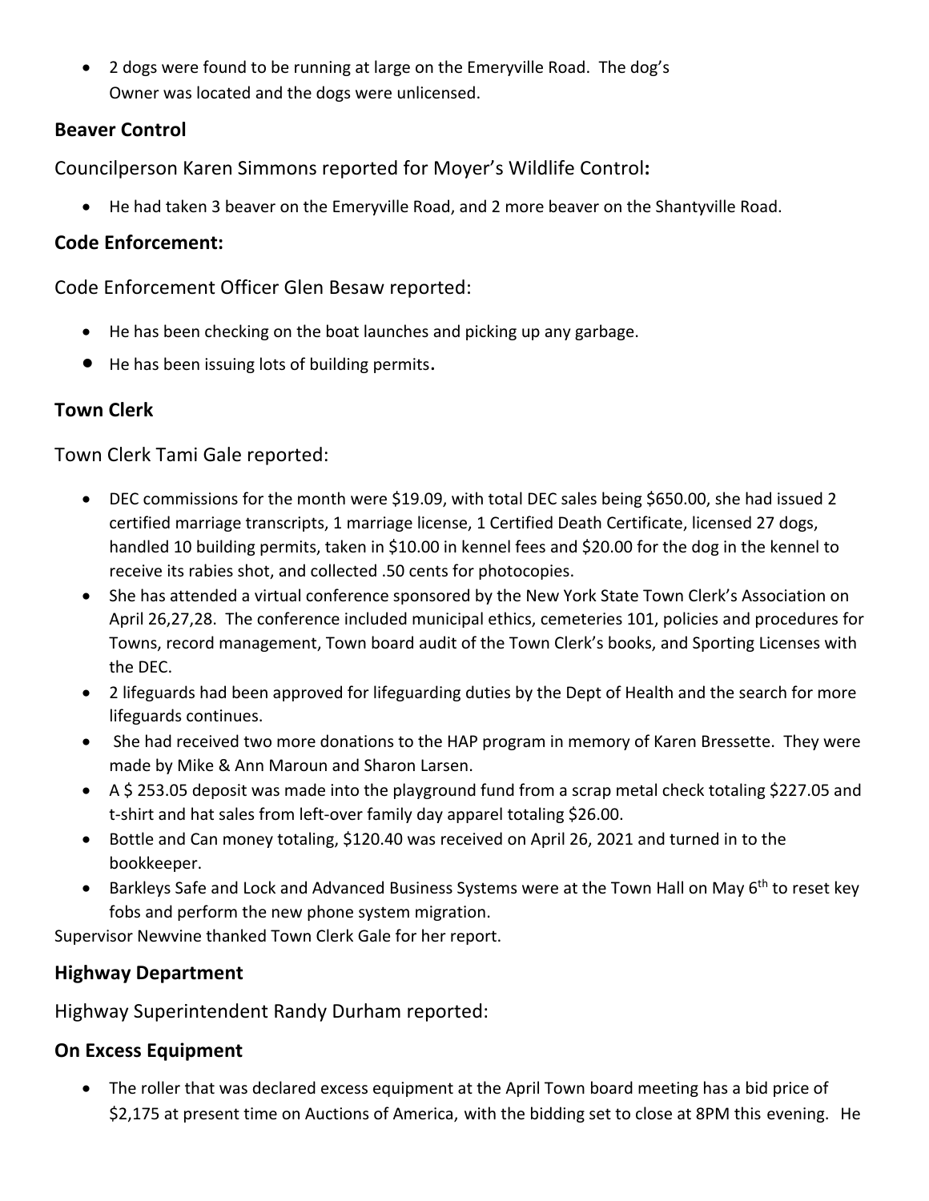- 2 dogs were found to be running at large on the Emeryville Road. The dog's Owner was located and the dogs were unlicensed.

## Beaver Control

Councilperson Karen Simmons reported for Moyer's Wildlife Control**:**

- He had taken 3 beaver on the Emeryville Road, and 2 more beaver on the Shantyville Road.

## Code Enforcement:

Code Enforcement Officer Glen Besaw reported:

- He has been checking on the boat launches and picking up any garbage.
- He has been issuing lots of building permits**.**

## Town Clerk

Town Clerk Tami Gale reported:

- DEC commissions for the month were $19.09, with total DEC sales being $650.00, she had issued 2 certified marriage transcripts, 1 marriage license, 1 Certified Death Certificate, licensed 27 dogs, handled 10 building permits, taken in $10.00 in kennel fees and $20.00 for the dog in the kennel to receive its rabies shot, and collected .50 cents for photocopies.
- She has attended a virtual conference sponsored by the New York State Town Clerk's Association on April 26,27,28. The conference included municipal ethics, cemeteries 101, policies and procedures for Towns, record management, Town board audit of the Town Clerk's books, and Sporting Licenses with the DEC.
- 2 lifeguards had been approved for lifeguarding duties by the Dept of Health and the search for more lifeguards continues.
- She had received two more donations to the HAP program in memory of Karen Bressette. They were made by Mike & Ann Maroun and Sharon Larsen.
- A $ 253.05 deposit was made into the playground fund from a scrap metal check totaling $227.05 and t-shirt and hat sales from left-over family day apparel totaling $26.00.
- Bottle and Can money totaling, $120.40 was received on April 26, 2021 and turned in to the bookkeeper.
- Barkleys Safe and Lock and Advanced Business Systems were at the Town Hall on May 6th to reset key fobs and perform the new phone system migration.

Supervisor Newvine thanked Town Clerk Gale for her report.

## Highway Department

Highway Superintendent Randy Durham reported:

## On Excess Equipment

- The roller that was declared excess equipment at the April Town board meeting has a bid price of $2,175 at present time on Auctions of America, with the bidding set to close at 8PM this evening. He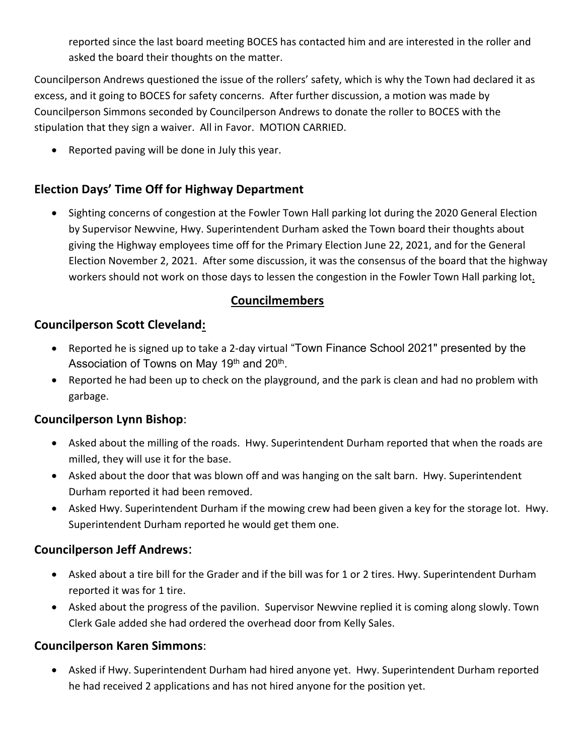reported since the last board meeting BOCES has contacted him and are interested in the roller and asked the board their thoughts on the matter.

Councilperson Andrews questioned the issue of the rollers' safety, which is why the Town had declared it as excess, and it going to BOCES for safety concerns. After further discussion, a motion was made by Councilperson Simmons seconded by Councilperson Andrews to donate the roller to BOCES with the stipulation that they sign a waiver. All in Favor. MOTION CARRIED.

- Reported paving will be done in July this year.

## Election Days' Time Off for Highway Department

- Sighting concerns of congestion at the Fowler Town Hall parking lot during the 2020 General Election by Supervisor Newvine, Hwy. Superintendent Durham asked the Town board their thoughts about giving the Highway employees time off for the Primary Election June 22, 2021, and for the General Election November 2, 2021. After some discussion, it was the consensus of the board that the highway workers should not work on those days to lessen the congestion in the Fowler Town Hall parking lot.

## Councilmembers

### Councilperson Scott Cleveland:

- Reported he is signed up to take a 2-day virtual "Town Finance School 2021" presented by the Association of Towns on May 19th and 20th.
- Reported he had been up to check on the playground, and the park is clean and had no problem with garbage.

### Councilperson Lynn Bishop:

- Asked about the milling of the roads. Hwy. Superintendent Durham reported that when the roads are milled, they will use it for the base.
- Asked about the door that was blown off and was hanging on the salt barn. Hwy. Superintendent Durham reported it had been removed.
- Asked Hwy. Superintendent Durham if the mowing crew had been given a key for the storage lot. Hwy. Superintendent Durham reported he would get them one.

### Councilperson Jeff Andrews:

- Asked about a tire bill for the Grader and if the bill was for 1 or 2 tires. Hwy. Superintendent Durham reported it was for 1 tire.
- Asked about the progress of the pavilion. Supervisor Newvine replied it is coming along slowly. Town Clerk Gale added she had ordered the overhead door from Kelly Sales.

### Councilperson Karen Simmons:

- Asked if Hwy. Superintendent Durham had hired anyone yet. Hwy. Superintendent Durham reported he had received 2 applications and has not hired anyone for the position yet.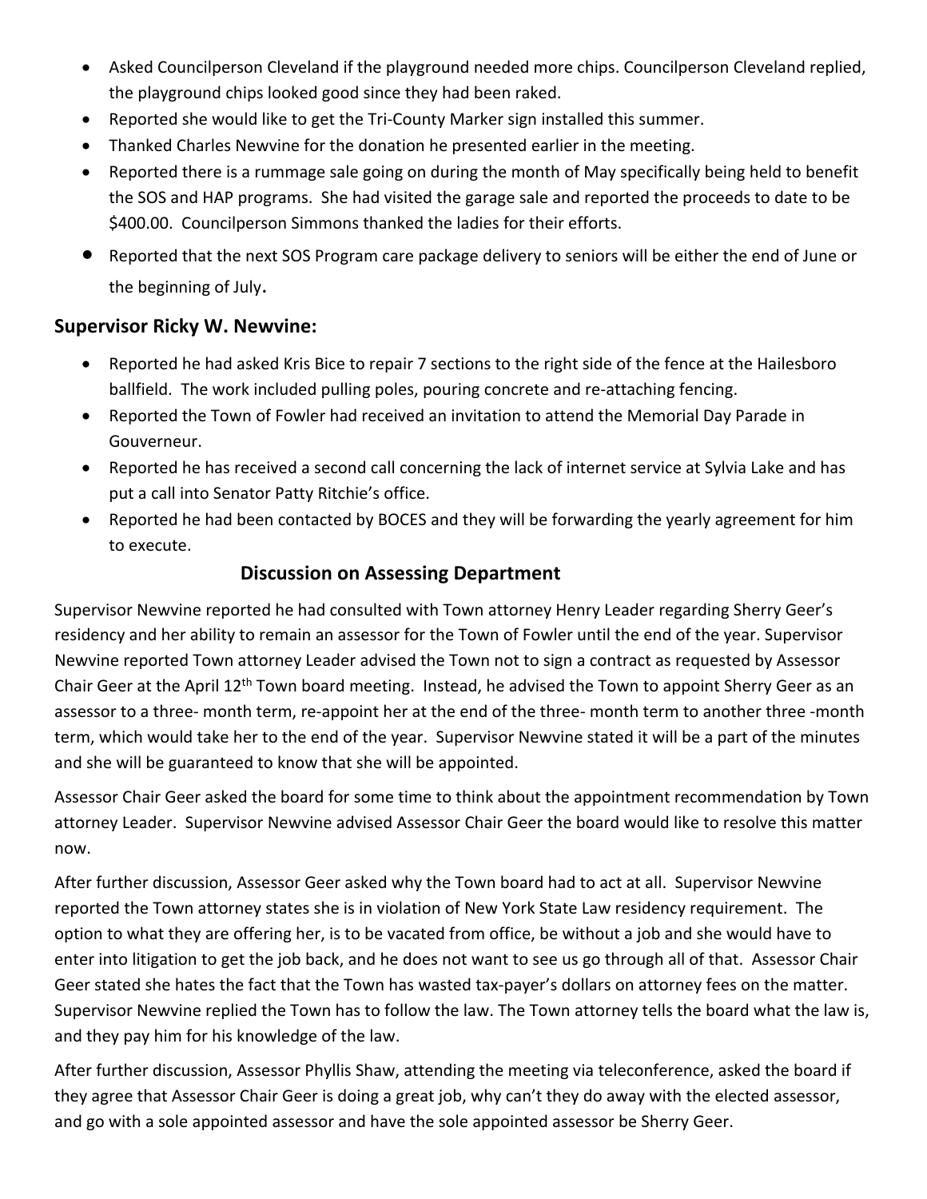- Asked Councilperson Cleveland if the playground needed more chips. Councilperson Cleveland replied, the playground chips looked good since they had been raked.
- Reported she would like to get the Tri-County Marker sign installed this summer.
- Thanked Charles Newvine for the donation he presented earlier in the meeting.
- Reported there is a rummage sale going on during the month of May specifically being held to benefit the SOS and HAP programs. She had visited the garage sale and reported the proceeds to date to be $400.00. Councilperson Simmons thanked the ladies for their efforts.
- Reported that the next SOS Program care package delivery to seniors will be either the end of June or the beginning of July.

## Supervisor Ricky W. Newvine:

- Reported he had asked Kris Bice to repair 7 sections to the right side of the fence at the Hailesboro ballfield. The work included pulling poles, pouring concrete and re-attaching fencing.
- Reported the Town of Fowler had received an invitation to attend the Memorial Day Parade in Gouverneur.
- Reported he has received a second call concerning the lack of internet service at Sylvia Lake and has put a call into Senator Patty Ritchie's office.
- Reported he had been contacted by BOCES and they will be forwarding the yearly agreement for him to execute.

## Discussion on Assessing Department

Supervisor Newvine reported he had consulted with Town attorney Henry Leader regarding Sherry Geer's residency and her ability to remain an assessor for the Town of Fowler until the end of the year. Supervisor Newvine reported Town attorney Leader advised the Town not to sign a contract as requested by Assessor Chair Geer at the April 12th Town board meeting. Instead, he advised the Town to appoint Sherry Geer as an assessor to a three- month term, re-appoint her at the end of the three- month term to another three -month term, which would take her to the end of the year. Supervisor Newvine stated it will be a part of the minutes and she will be guaranteed to know that she will be appointed.

Assessor Chair Geer asked the board for some time to think about the appointment recommendation by Town attorney Leader. Supervisor Newvine advised Assessor Chair Geer the board would like to resolve this matter now.

After further discussion, Assessor Geer asked why the Town board had to act at all. Supervisor Newvine reported the Town attorney states she is in violation of New York State Law residency requirement. The option to what they are offering her, is to be vacated from office, be without a job and she would have to enter into litigation to get the job back, and he does not want to see us go through all of that. Assessor Chair Geer stated she hates the fact that the Town has wasted tax-payer's dollars on attorney fees on the matter. Supervisor Newvine replied the Town has to follow the law. The Town attorney tells the board what the law is, and they pay him for his knowledge of the law.

After further discussion, Assessor Phyllis Shaw, attending the meeting via teleconference, asked the board if they agree that Assessor Chair Geer is doing a great job, why can't they do away with the elected assessor, and go with a sole appointed assessor and have the sole appointed assessor be Sherry Geer.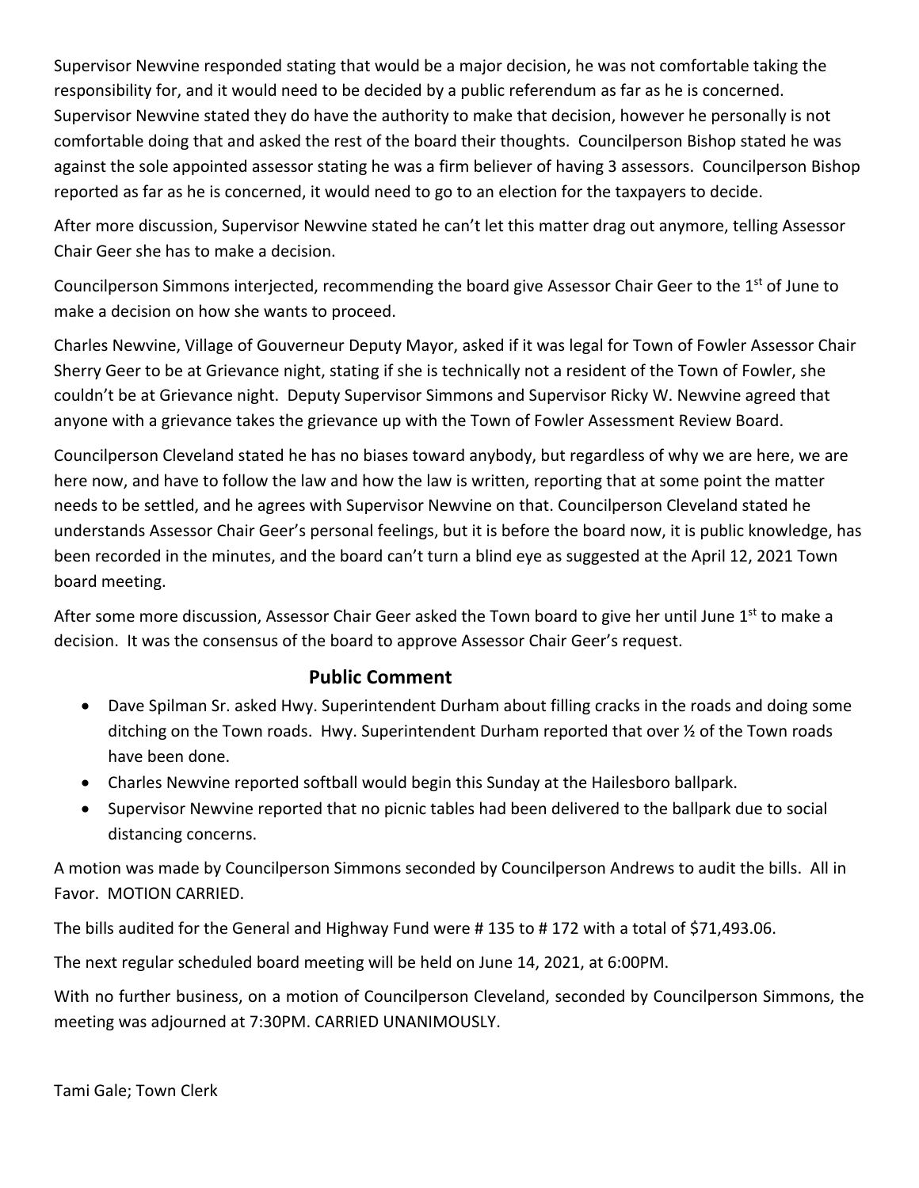Supervisor Newvine responded stating that would be a major decision, he was not comfortable taking the responsibility for, and it would need to be decided by a public referendum as far as he is concerned. Supervisor Newvine stated they do have the authority to make that decision, however he personally is not comfortable doing that and asked the rest of the board their thoughts. Councilperson Bishop stated he was against the sole appointed assessor stating he was a firm believer of having 3 assessors. Councilperson Bishop reported as far as he is concerned, it would need to go to an election for the taxpayers to decide.

After more discussion, Supervisor Newvine stated he can't let this matter drag out anymore, telling Assessor Chair Geer she has to make a decision.

Councilperson Simmons interjected, recommending the board give Assessor Chair Geer to the 1st of June to make a decision on how she wants to proceed.

Charles Newvine, Village of Gouverneur Deputy Mayor, asked if it was legal for Town of Fowler Assessor Chair Sherry Geer to be at Grievance night, stating if she is technically not a resident of the Town of Fowler, she couldn't be at Grievance night. Deputy Supervisor Simmons and Supervisor Ricky W. Newvine agreed that anyone with a grievance takes the grievance up with the Town of Fowler Assessment Review Board.

Councilperson Cleveland stated he has no biases toward anybody, but regardless of why we are here, we are here now, and have to follow the law and how the law is written, reporting that at some point the matter needs to be settled, and he agrees with Supervisor Newvine on that. Councilperson Cleveland stated he understands Assessor Chair Geer's personal feelings, but it is before the board now, it is public knowledge, has been recorded in the minutes, and the board can't turn a blind eye as suggested at the April 12, 2021 Town board meeting.

After some more discussion, Assessor Chair Geer asked the Town board to give her until June 1st to make a decision. It was the consensus of the board to approve Assessor Chair Geer's request.

## Public Comment

- Dave Spilman Sr. asked Hwy. Superintendent Durham about filling cracks in the roads and doing some ditching on the Town roads. Hwy. Superintendent Durham reported that over ½ of the Town roads have been done.
- Charles Newvine reported softball would begin this Sunday at the Hailesboro ballpark.
- Supervisor Newvine reported that no picnic tables had been delivered to the ballpark due to social distancing concerns.

A motion was made by Councilperson Simmons seconded by Councilperson Andrews to audit the bills. All in Favor. MOTION CARRIED.

The bills audited for the General and Highway Fund were # 135 to # 172 with a total of $71,493.06.

The next regular scheduled board meeting will be held on June 14, 2021, at 6:00PM.

With no further business, on a motion of Councilperson Cleveland, seconded by Councilperson Simmons, the meeting was adjourned at 7:30PM. CARRIED UNANIMOUSLY.

Tami Gale; Town Clerk